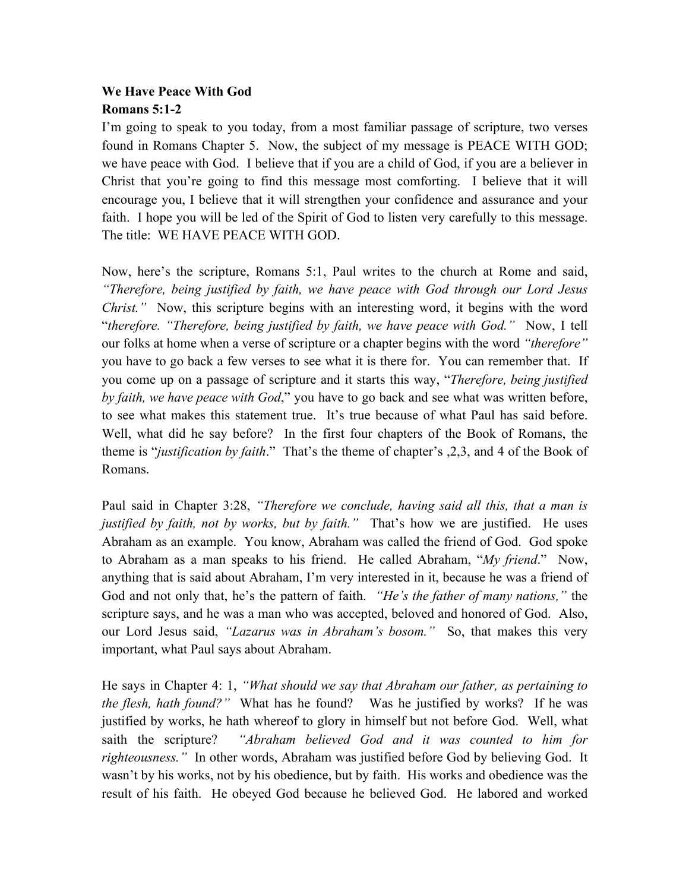**We Have Peace With God**
**Romans 5:1-2**

I'm going to speak to you today, from a most familiar passage of scripture, two verses found in Romans Chapter 5. Now, the subject of my message is PEACE WITH GOD; we have peace with God. I believe that if you are a child of God, if you are a believer in Christ that you're going to find this message most comforting. I believe that it will encourage you, I believe that it will strengthen your confidence and assurance and your faith. I hope you will be led of the Spirit of God to listen very carefully to this message. The title: WE HAVE PEACE WITH GOD.

Now, here's the scripture, Romans 5:1, Paul writes to the church at Rome and said, *"Therefore, being justified by faith, we have peace with God through our Lord Jesus Christ."* Now, this scripture begins with an interesting word, it begins with the word "*therefore. "Therefore, being justified by faith, we have peace with God."*  Now, I tell our folks at home when a verse of scripture or a chapter begins with the word *"therefore"* you have to go back a few verses to see what it is there for. You can remember that. If you come up on a passage of scripture and it starts this way, "*Therefore, being justified by faith, we have peace with God*," you have to go back and see what was written before, to see what makes this statement true. It's true because of what Paul has said before. Well, what did he say before? In the first four chapters of the Book of Romans, the theme is "*justification by faith*." That's the theme of chapter's ,2,3, and 4 of the Book of Romans.

Paul said in Chapter 3:28, *"Therefore we conclude, having said all this, that a man is justified by faith, not by works, but by faith."* That's how we are justified. He uses Abraham as an example. You know, Abraham was called the friend of God. God spoke to Abraham as a man speaks to his friend. He called Abraham, "*My friend*." Now, anything that is said about Abraham, I'm very interested in it, because he was a friend of God and not only that, he's the pattern of faith. *"He's the father of many nations,"* the scripture says, and he was a man who was accepted, beloved and honored of God. Also, our Lord Jesus said, *"Lazarus was in Abraham's bosom."* So, that makes this very important, what Paul says about Abraham.

He says in Chapter 4: 1, *"What should we say that Abraham our father, as pertaining to the flesh, hath found?"* What has he found? Was he justified by works? If he was justified by works, he hath whereof to glory in himself but not before God. Well, what saith the scripture? *"Abraham believed God and it was counted to him for righteousness."* In other words, Abraham was justified before God by believing God. It wasn't by his works, not by his obedience, but by faith. His works and obedience was the result of his faith. He obeyed God because he believed God. He labored and worked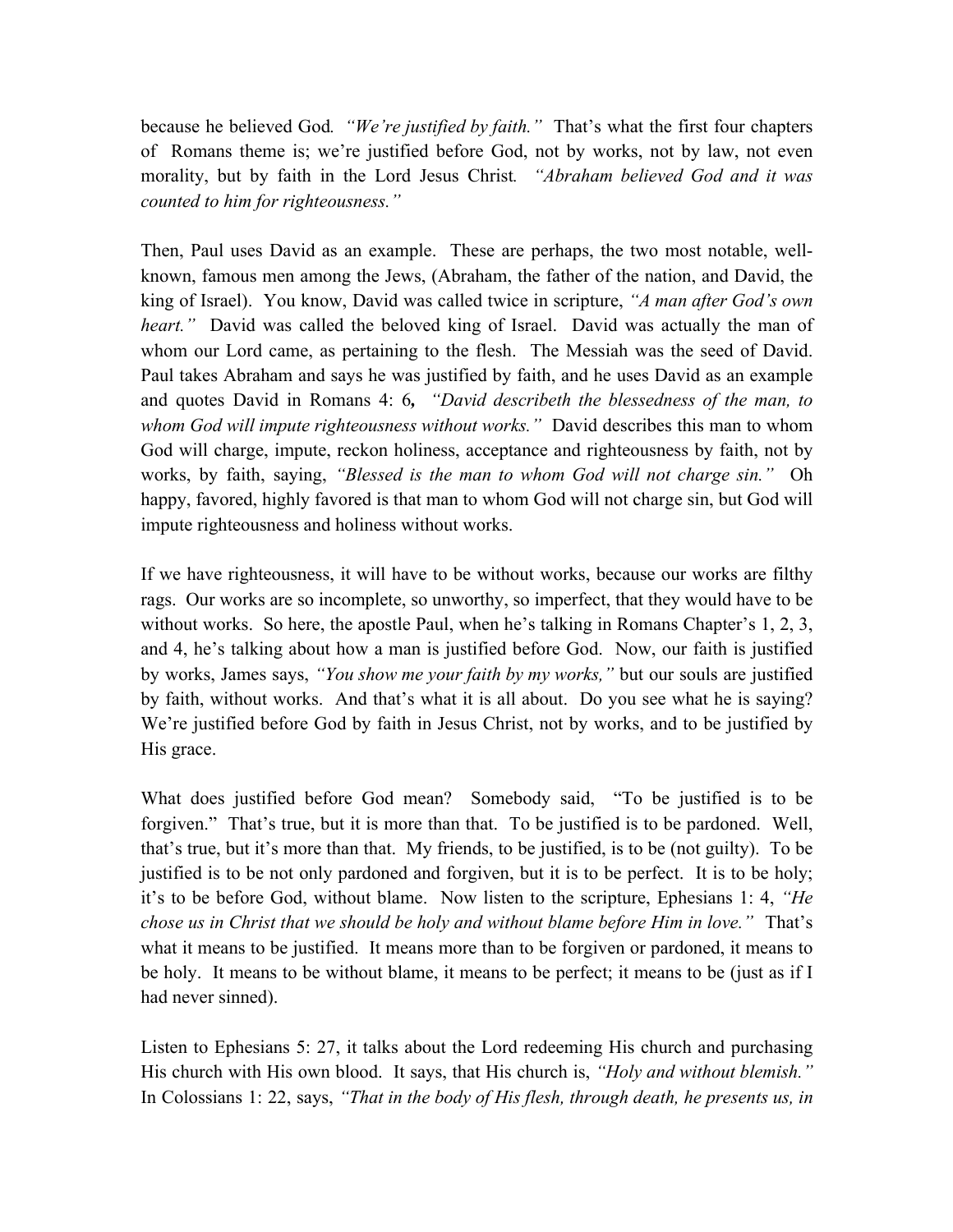because he believed God*. "We're justified by faith."* That's what the first four chapters of Romans theme is; we're justified before God, not by works, not by law, not even morality, but by faith in the Lord Jesus Christ*. "Abraham believed God and it was counted to him for righteousness."*

Then, Paul uses David as an example. These are perhaps, the two most notable, well-known, famous men among the Jews, (Abraham, the father of the nation, and David, the king of Israel). You know, David was called twice in scripture, *"A man after God's own heart."* David was called the beloved king of Israel. David was actually the man of whom our Lord came, as pertaining to the flesh. The Messiah was the seed of David. Paul takes Abraham and says he was justified by faith, and he uses David as an example and quotes David in Romans 4: 6**,** *"David describeth the blessedness of the man, to whom God will impute righteousness without works."* David describes this man to whom God will charge, impute, reckon holiness, acceptance and righteousness by faith, not by works, by faith, saying, *"Blessed is the man to whom God will not charge sin."* Oh happy, favored, highly favored is that man to whom God will not charge sin, but God will impute righteousness and holiness without works.

If we have righteousness, it will have to be without works, because our works are filthy rags. Our works are so incomplete, so unworthy, so imperfect, that they would have to be without works. So here, the apostle Paul, when he's talking in Romans Chapter's 1, 2, 3, and 4, he's talking about how a man is justified before God. Now, our faith is justified by works, James says, *"You show me your faith by my works,"* but our souls are justified by faith, without works. And that's what it is all about. Do you see what he is saying? We're justified before God by faith in Jesus Christ, not by works, and to be justified by His grace.

What does justified before God mean? Somebody said, "To be justified is to be forgiven." That's true, but it is more than that. To be justified is to be pardoned. Well, that's true, but it's more than that. My friends, to be justified, is to be (not guilty). To be justified is to be not only pardoned and forgiven, but it is to be perfect. It is to be holy; it's to be before God, without blame. Now listen to the scripture, Ephesians 1: 4, *"He chose us in Christ that we should be holy and without blame before Him in love."* That's what it means to be justified. It means more than to be forgiven or pardoned, it means to be holy. It means to be without blame, it means to be perfect; it means to be (just as if I had never sinned).

Listen to Ephesians 5: 27, it talks about the Lord redeeming His church and purchasing His church with His own blood. It says, that His church is, *"Holy and without blemish."* In Colossians 1: 22, says, *"That in the body of His flesh, through death, he presents us, in*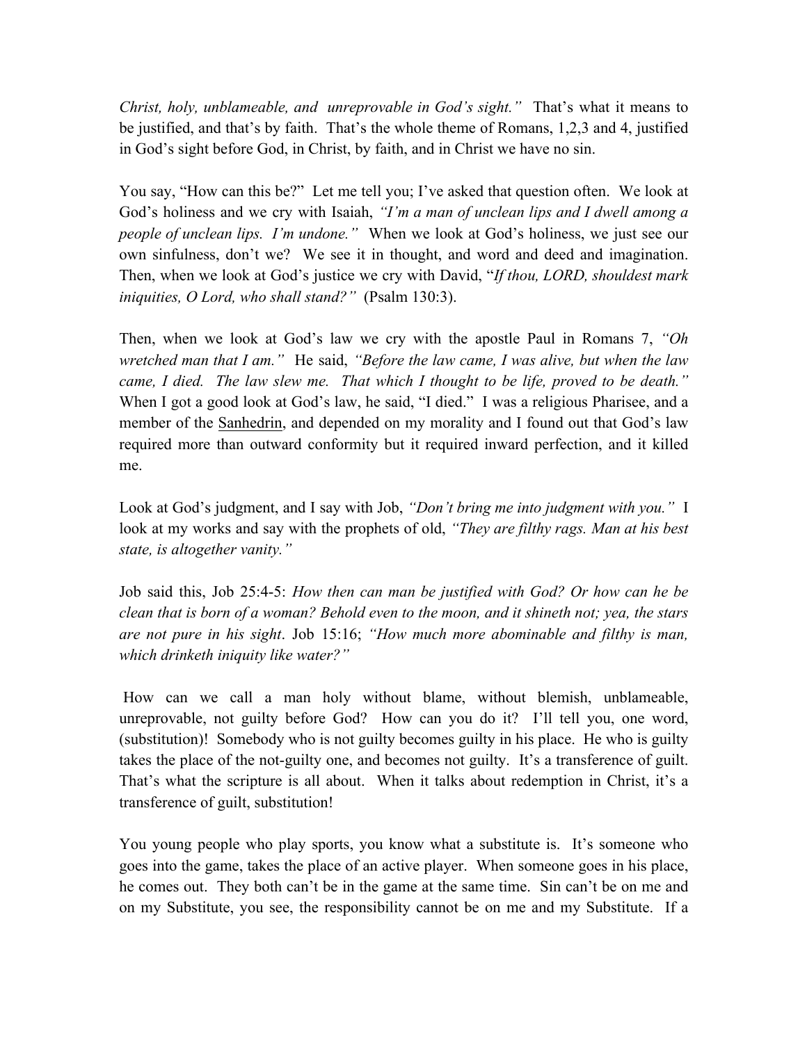*Christ, holy, unblameable, and unreprovable in God's sight."* That's what it means to be justified, and that's by faith. That's the whole theme of Romans, 1,2,3 and 4, justified in God's sight before God, in Christ, by faith, and in Christ we have no sin.

You say, "How can this be?" Let me tell you; I've asked that question often. We look at God's holiness and we cry with Isaiah, *"I'm a man of unclean lips and I dwell among a people of unclean lips. I'm undone."* When we look at God's holiness, we just see our own sinfulness, don't we? We see it in thought, and word and deed and imagination. Then, when we look at God's justice we cry with David, "*If thou, LORD, shouldest mark iniquities, O Lord, who shall stand?"* (Psalm 130:3).

Then, when we look at God's law we cry with the apostle Paul in Romans 7, *"Oh wretched man that I am."* He said, *"Before the law came, I was alive, but when the law came, I died. The law slew me. That which I thought to be life, proved to be death."* When I got a good look at God's law, he said, "I died." I was a religious Pharisee, and a member of the Sanhedrin, and depended on my morality and I found out that God's law required more than outward conformity but it required inward perfection, and it killed me.

Look at God's judgment, and I say with Job, *"Don't bring me into judgment with you."* I look at my works and say with the prophets of old, *"They are filthy rags. Man at his best state, is altogether vanity."*

Job said this, Job 25:4-5: *How then can man be justified with God? Or how can he be clean that is born of a woman? Behold even to the moon, and it shineth not; yea, the stars are not pure in his sight*. Job 15:16; *"How much more abominable and filthy is man, which drinketh iniquity like water?"*

How can we call a man holy without blame, without blemish, unblameable, unreprovable, not guilty before God? How can you do it? I'll tell you, one word, (substitution)! Somebody who is not guilty becomes guilty in his place. He who is guilty takes the place of the not-guilty one, and becomes not guilty. It's a transference of guilt. That's what the scripture is all about. When it talks about redemption in Christ, it's a transference of guilt, substitution!

You young people who play sports, you know what a substitute is. It's someone who goes into the game, takes the place of an active player. When someone goes in his place, he comes out. They both can't be in the game at the same time. Sin can't be on me and on my Substitute, you see, the responsibility cannot be on me and my Substitute. If a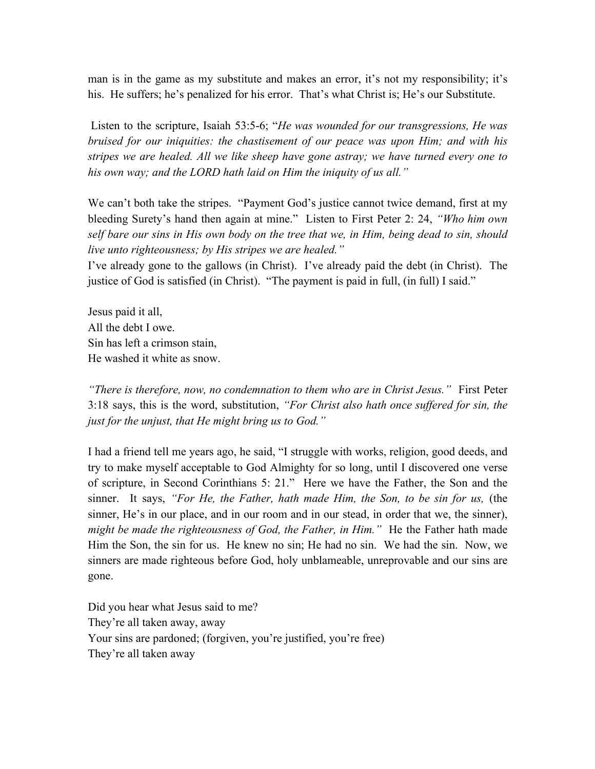man is in the game as my substitute and makes an error, it's not my responsibility; it's his. He suffers; he's penalized for his error. That's what Christ is; He's our Substitute.

Listen to the scripture, Isaiah 53:5-6; "*He was wounded for our transgressions, He was bruised for our iniquities: the chastisement of our peace was upon Him; and with his stripes we are healed. All we like sheep have gone astray; we have turned every one to his own way; and the LORD hath laid on Him the iniquity of us all."*

We can't both take the stripes. "Payment God's justice cannot twice demand, first at my bleeding Surety's hand then again at mine." Listen to First Peter 2: 24, *"Who him own self bare our sins in His own body on the tree that we, in Him, being dead to sin, should live unto righteousness; by His stripes we are healed."*

I've already gone to the gallows (in Christ). I've already paid the debt (in Christ). The justice of God is satisfied (in Christ). "The payment is paid in full, (in full) I said."

Jesus paid it all,
All the debt I owe.
Sin has left a crimson stain,
He washed it white as snow.

*"There is therefore, now, no condemnation to them who are in Christ Jesus."* First Peter 3:18 says, this is the word, substitution, *"For Christ also hath once suffered for sin, the just for the unjust, that He might bring us to God."*

I had a friend tell me years ago, he said, "I struggle with works, religion, good deeds, and try to make myself acceptable to God Almighty for so long, until I discovered one verse of scripture, in Second Corinthians 5: 21." Here we have the Father, the Son and the sinner. It says, *"For He, the Father, hath made Him, the Son, to be sin for us,* (the sinner, He's in our place, and in our room and in our stead, in order that we, the sinner), *might be made the righteousness of God, the Father, in Him."* He the Father hath made Him the Son, the sin for us. He knew no sin; He had no sin. We had the sin. Now, we sinners are made righteous before God, holy unblameable, unreprovable and our sins are gone.

Did you hear what Jesus said to me?
They're all taken away, away
Your sins are pardoned; (forgiven, you're justified, you're free)
They're all taken away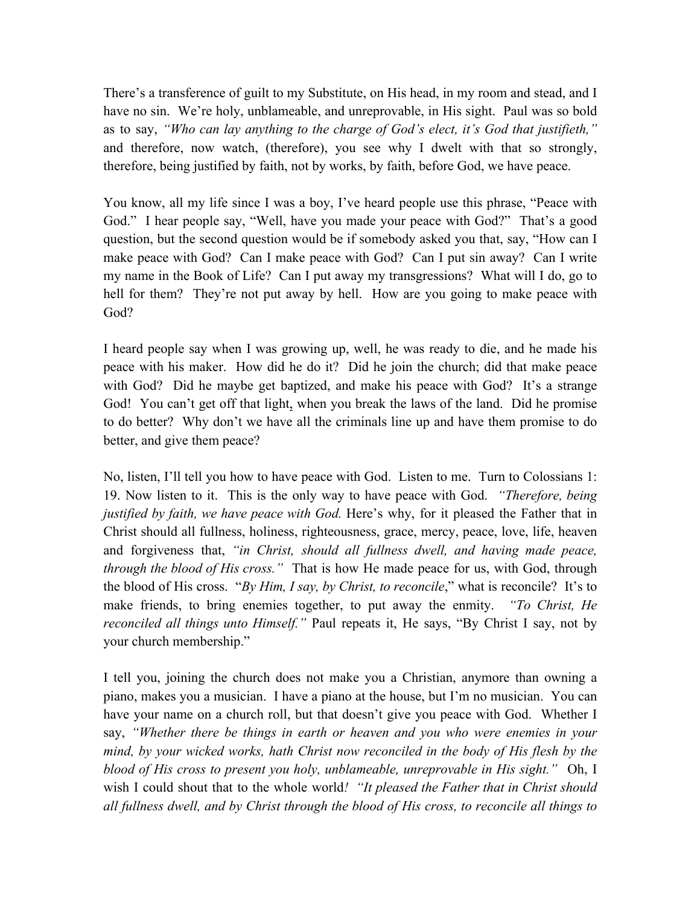There's a transference of guilt to my Substitute, on His head, in my room and stead, and I have no sin. We're holy, unblameable, and unreprovable, in His sight. Paul was so bold as to say, *"Who can lay anything to the charge of God's elect, it's God that justifieth,"* and therefore, now watch, (therefore), you see why I dwelt with that so strongly, therefore, being justified by faith, not by works, by faith, before God, we have peace.

You know, all my life since I was a boy, I've heard people use this phrase, "Peace with God." I hear people say, "Well, have you made your peace with God?" That's a good question, but the second question would be if somebody asked you that, say, "How can I make peace with God? Can I make peace with God? Can I put sin away? Can I write my name in the Book of Life? Can I put away my transgressions? What will I do, go to hell for them? They're not put away by hell. How are you going to make peace with God?

I heard people say when I was growing up, well, he was ready to die, and he made his peace with his maker. How did he do it? Did he join the church; did that make peace with God? Did he maybe get baptized, and make his peace with God? It's a strange God! You can't get off that light, when you break the laws of the land. Did he promise to do better? Why don't we have all the criminals line up and have them promise to do better, and give them peace?

No, listen, I'll tell you how to have peace with God. Listen to me. Turn to Colossians 1: 19. Now listen to it. This is the only way to have peace with God. *"Therefore, being justified by faith, we have peace with God.* Here's why, for it pleased the Father that in Christ should all fullness, holiness, righteousness, grace, mercy, peace, love, life, heaven and forgiveness that, *"in Christ, should all fullness dwell, and having made peace, through the blood of His cross."* That is how He made peace for us, with God, through the blood of His cross. "*By Him, I say, by Christ, to reconcile*," what is reconcile? It's to make friends, to bring enemies together, to put away the enmity. *"To Christ, He reconciled all things unto Himself."* Paul repeats it, He says, "By Christ I say, not by your church membership."

I tell you, joining the church does not make you a Christian, anymore than owning a piano, makes you a musician. I have a piano at the house, but I'm no musician. You can have your name on a church roll, but that doesn't give you peace with God. Whether I say, *"Whether there be things in earth or heaven and you who were enemies in your mind, by your wicked works, hath Christ now reconciled in the body of His flesh by the blood of His cross to present you holy, unblameable, unreprovable in His sight."* Oh, I wish I could shout that to the whole world! *"It pleased the Father that in Christ should all fullness dwell, and by Christ through the blood of His cross, to reconcile all things to*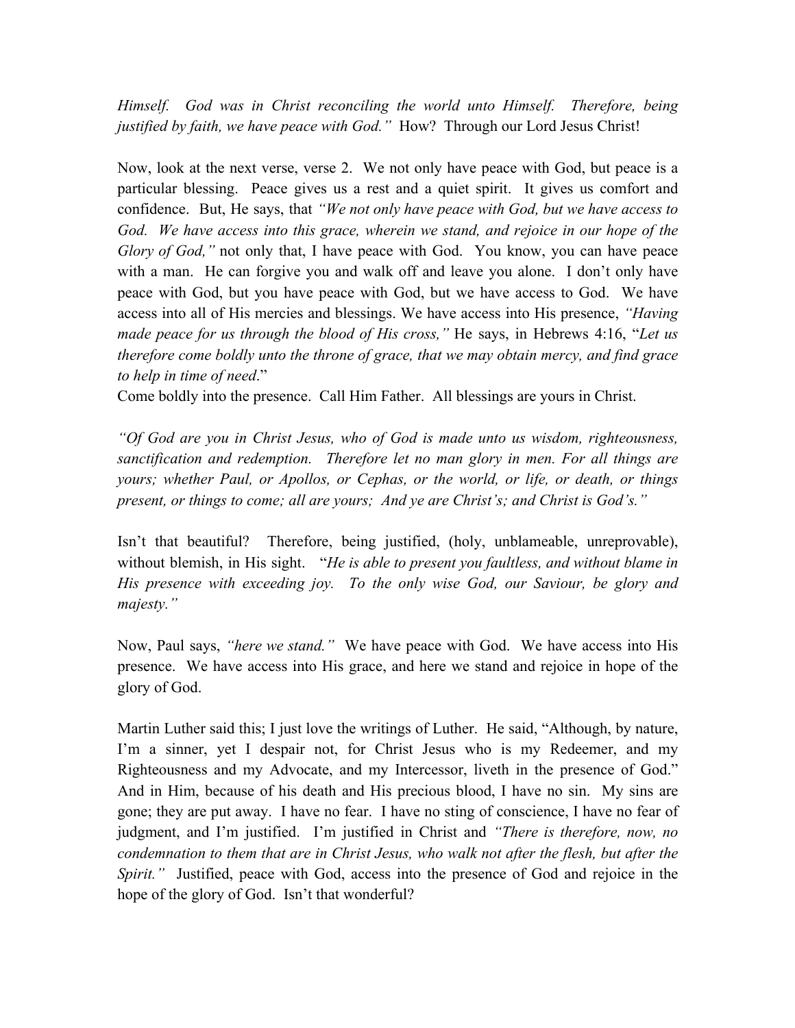*Himself. God was in Christ reconciling the world unto Himself. Therefore, being justified by faith, we have peace with God."* How? Through our Lord Jesus Christ!

Now, look at the next verse, verse 2. We not only have peace with God, but peace is a particular blessing. Peace gives us a rest and a quiet spirit. It gives us comfort and confidence. But, He says, that *"We not only have peace with God, but we have access to God. We have access into this grace, wherein we stand, and rejoice in our hope of the Glory of God,"* not only that, I have peace with God. You know, you can have peace with a man. He can forgive you and walk off and leave you alone. I don't only have peace with God, but you have peace with God, but we have access to God. We have access into all of His mercies and blessings. We have access into His presence, *"Having made peace for us through the blood of His cross,"* He says, in Hebrews 4:16, "*Let us therefore come boldly unto the throne of grace, that we may obtain mercy, and find grace to help in time of need*."

Come boldly into the presence. Call Him Father. All blessings are yours in Christ.

*"Of God are you in Christ Jesus, who of God is made unto us wisdom, righteousness, sanctification and redemption. Therefore let no man glory in men. For all things are yours; whether Paul, or Apollos, or Cephas, or the world, or life, or death, or things present, or things to come; all are yours; And ye are Christ's; and Christ is God's."*

Isn't that beautiful? Therefore, being justified, (holy, unblameable, unreprovable), without blemish, in His sight. "*He is able to present you faultless, and without blame in His presence with exceeding joy. To the only wise God, our Saviour, be glory and majesty."*

Now, Paul says, *"here we stand."* We have peace with God. We have access into His presence. We have access into His grace, and here we stand and rejoice in hope of the glory of God.

Martin Luther said this; I just love the writings of Luther. He said, "Although, by nature, I'm a sinner, yet I despair not, for Christ Jesus who is my Redeemer, and my Righteousness and my Advocate, and my Intercessor, liveth in the presence of God." And in Him, because of his death and His precious blood, I have no sin. My sins are gone; they are put away. I have no fear. I have no sting of conscience, I have no fear of judgment, and I'm justified. I'm justified in Christ and *"There is therefore, now, no condemnation to them that are in Christ Jesus, who walk not after the flesh, but after the Spirit."* Justified, peace with God, access into the presence of God and rejoice in the hope of the glory of God. Isn't that wonderful?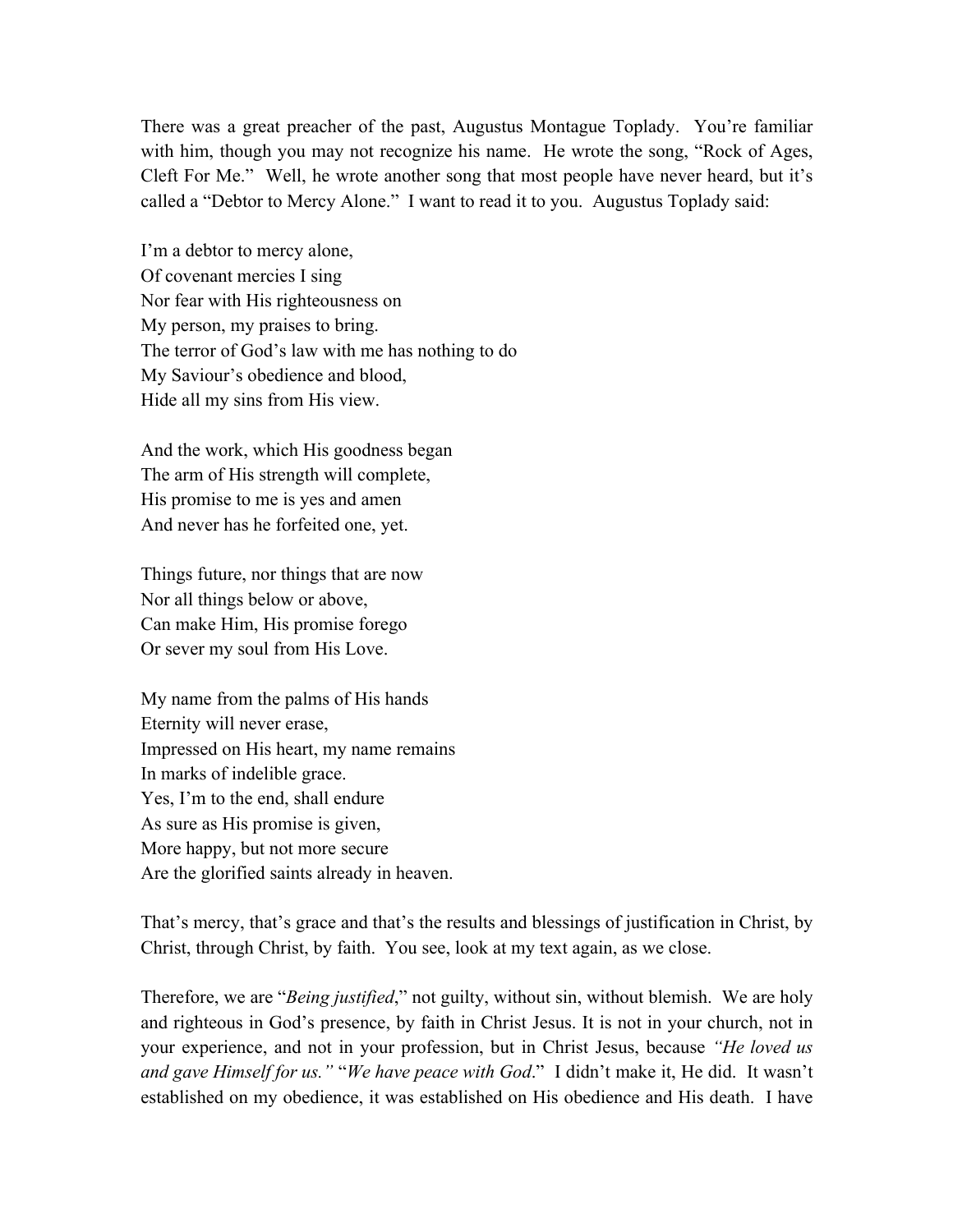There was a great preacher of the past, Augustus Montague Toplady. You're familiar with him, though you may not recognize his name. He wrote the song, "Rock of Ages, Cleft For Me." Well, he wrote another song that most people have never heard, but it's called a "Debtor to Mercy Alone." I want to read it to you. Augustus Toplady said:

I'm a debtor to mercy alone,  
Of covenant mercies I sing  
Nor fear with His righteousness on  
My person, my praises to bring.  
The terror of God's law with me has nothing to do  
My Saviour's obedience and blood,  
Hide all my sins from His view.

And the work, which His goodness began  
The arm of His strength will complete,  
His promise to me is yes and amen  
And never has he forfeited one, yet.

Things future, nor things that are now  
Nor all things below or above,  
Can make Him, His promise forego  
Or sever my soul from His Love.

My name from the palms of His hands  
Eternity will never erase,  
Impressed on His heart, my name remains  
In marks of indelible grace.  
Yes, I'm to the end, shall endure  
As sure as His promise is given,  
More happy, but not more secure  
Are the glorified saints already in heaven.

That's mercy, that's grace and that's the results and blessings of justification in Christ, by Christ, through Christ, by faith. You see, look at my text again, as we close.

Therefore, we are "*Being justified*," not guilty, without sin, without blemish. We are holy and righteous in God's presence, by faith in Christ Jesus. It is not in your church, not in your experience, and not in your profession, but in Christ Jesus, because *"He loved us and gave Himself for us."* "*We have peace with God*." I didn't make it, He did. It wasn't established on my obedience, it was established on His obedience and His death. I have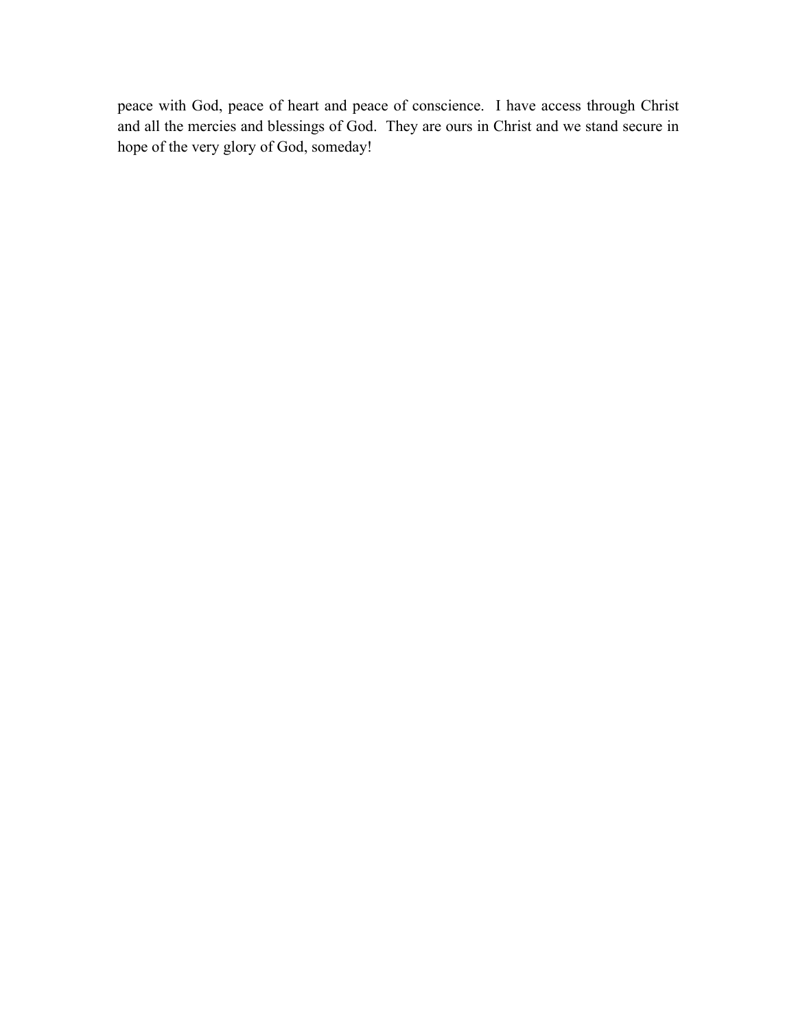peace with God, peace of heart and peace of conscience.  I have access through Christ and all the mercies and blessings of God.  They are ours in Christ and we stand secure in hope of the very glory of God, someday!